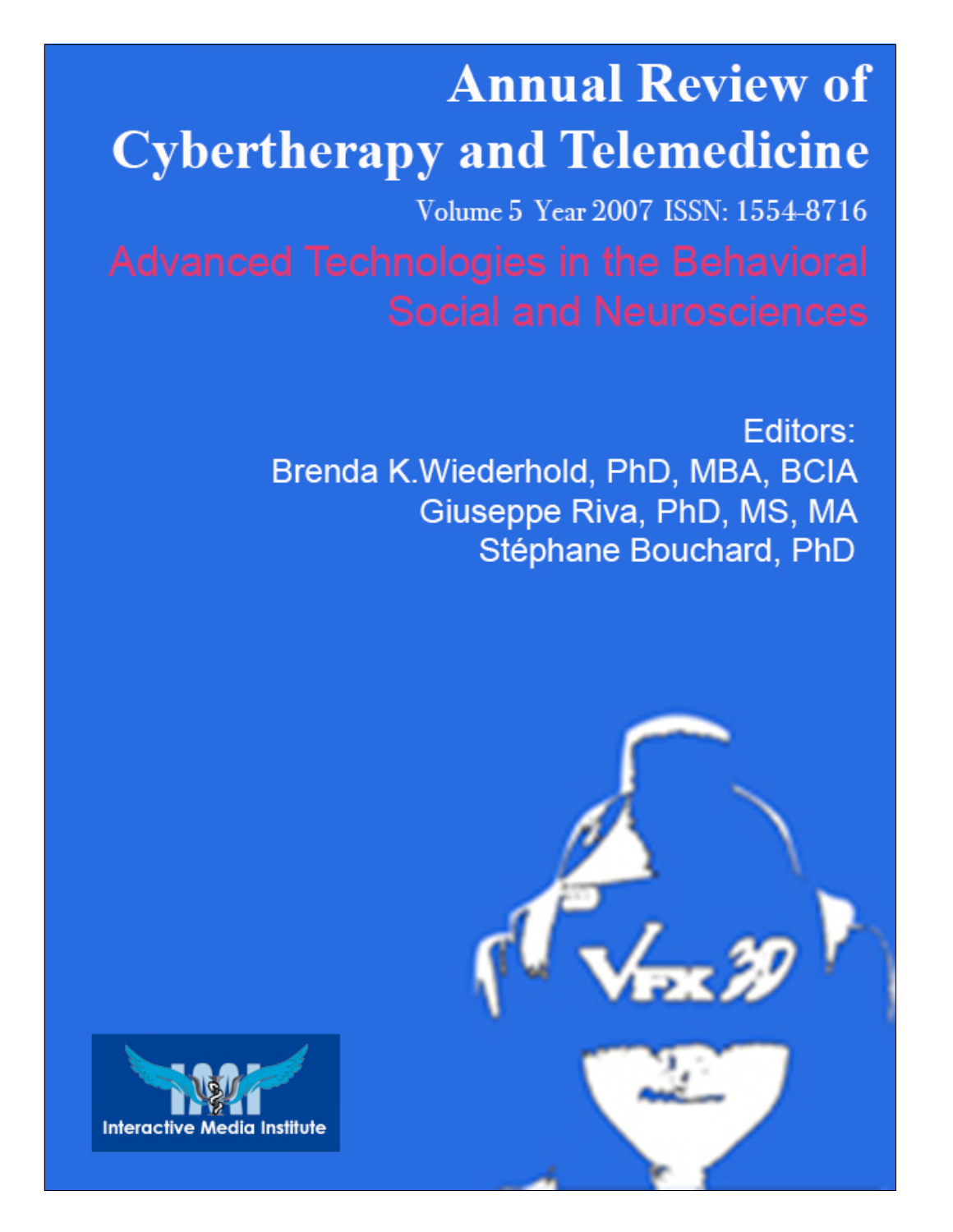# Annual Review of Cybertherapy and Telemedicine

Volume 5 Year 2007 ISSN: 1554-8716

## Advanced Technologies in the Behavioral Social and Neurosciences

Editors:
Brenda K.Wiederhold, PhD, MBA, BCIA
Giuseppe Riva, PhD, MS, MA
Stéphane Bouchard, PhD

Interactive Media Institute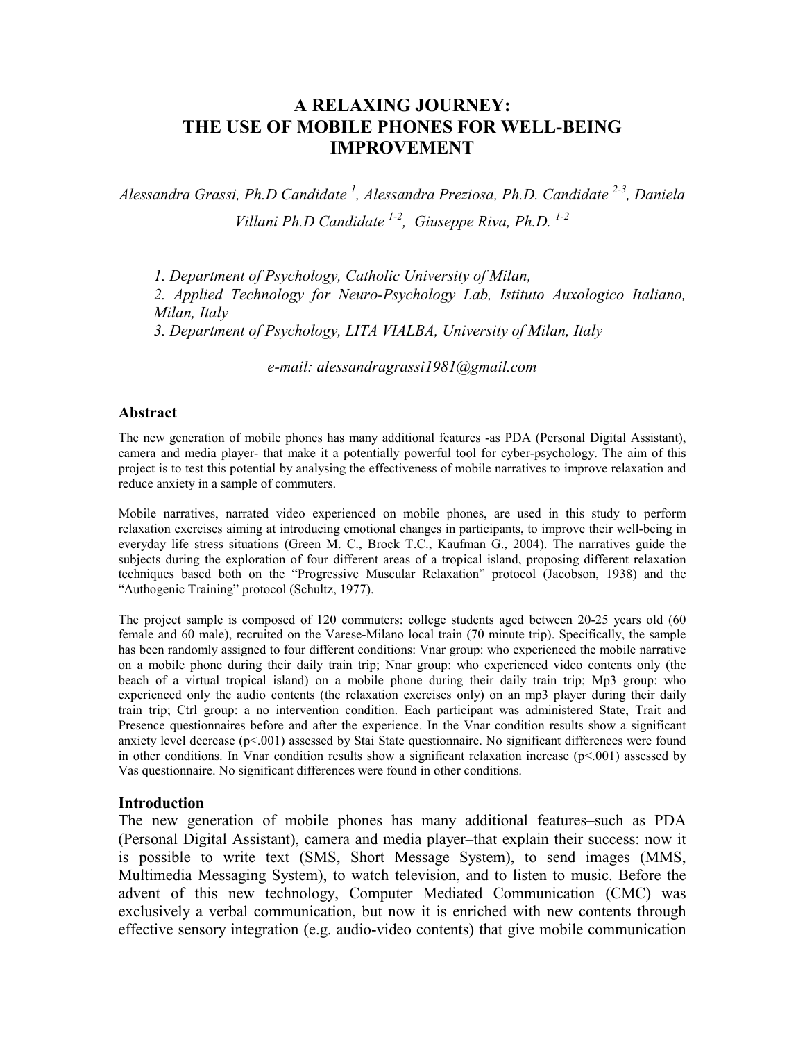# A RELAXING JOURNEY: THE USE OF MOBILE PHONES FOR WELL-BEING IMPROVEMENT

*Alessandra Grassi, Ph.D Candidate [1], Alessandra Preziosa, Ph.D. Candidate [2-3], Daniela Villani Ph.D Candidate [1-2], Giuseppe Riva, Ph.D. [1-2]*

*1. Department of Psychology, Catholic University of Milan,*
*2. Applied Technology for Neuro-Psychology Lab, Istituto Auxologico Italiano, Milan, Italy*
*3. Department of Psychology, LITA VIALBA, University of Milan, Italy*

*e-mail: alessandragrassi1981@gmail.com*

## Abstract

The new generation of mobile phones has many additional features -as PDA (Personal Digital Assistant), camera and media player- that make it a potentially powerful tool for cyber-psychology. The aim of this project is to test this potential by analysing the effectiveness of mobile narratives to improve relaxation and reduce anxiety in a sample of commuters.

Mobile narratives, narrated video experienced on mobile phones, are used in this study to perform relaxation exercises aiming at introducing emotional changes in participants, to improve their well-being in everyday life stress situations (Green M. C., Brock T.C., Kaufman G., 2004). The narratives guide the subjects during the exploration of four different areas of a tropical island, proposing different relaxation techniques based both on the "Progressive Muscular Relaxation" protocol (Jacobson, 1938) and the "Authogenic Training" protocol (Schultz, 1977).

The project sample is composed of 120 commuters: college students aged between 20-25 years old (60 female and 60 male), recruited on the Varese-Milano local train (70 minute trip). Specifically, the sample has been randomly assigned to four different conditions: Vnar group: who experienced the mobile narrative on a mobile phone during their daily train trip; Nnar group: who experienced video contents only (the beach of a virtual tropical island) on a mobile phone during their daily train trip; Mp3 group: who experienced only the audio contents (the relaxation exercises only) on an mp3 player during their daily train trip; Ctrl group: a no intervention condition. Each participant was administered State, Trait and Presence questionnaires before and after the experience. In the Vnar condition results show a significant anxiety level decrease ($p<.001$) assessed by Stai State questionnaire. No significant differences were found in other conditions. In Vnar condition results show a significant relaxation increase ($p<.001$) assessed by Vas questionnaire. No significant differences were found in other conditions.

## Introduction

The new generation of mobile phones has many additional features–such as PDA (Personal Digital Assistant), camera and media player–that explain their success: now it is possible to write text (SMS, Short Message System), to send images (MMS, Multimedia Messaging System), to watch television, and to listen to music. Before the advent of this new technology, Computer Mediated Communication (CMC) was exclusively a verbal communication, but now it is enriched with new contents through effective sensory integration (e.g. audio-video contents) that give mobile communication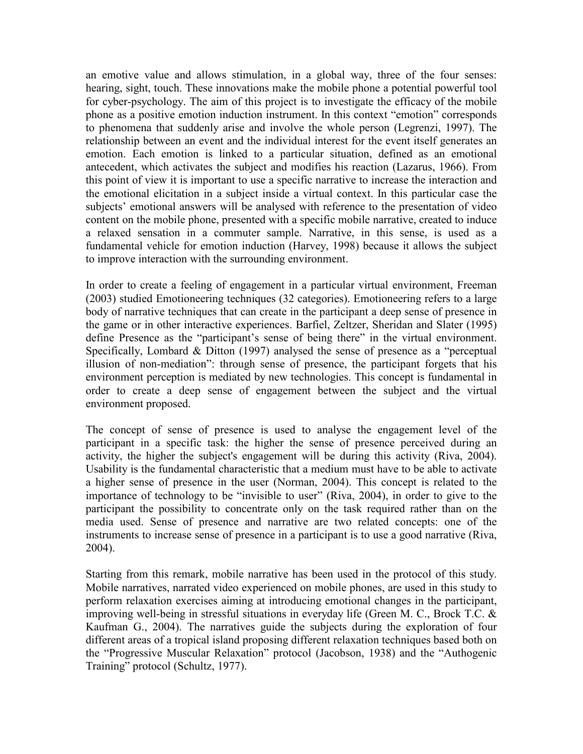an emotive value and allows stimulation, in a global way, three of the four senses: hearing, sight, touch. These innovations make the mobile phone a potential powerful tool for cyber-psychology. The aim of this project is to investigate the efficacy of the mobile phone as a positive emotion induction instrument. In this context "emotion" corresponds to phenomena that suddenly arise and involve the whole person (Legrenzi, 1997). The relationship between an event and the individual interest for the event itself generates an emotion. Each emotion is linked to a particular situation, defined as an emotional antecedent, which activates the subject and modifies his reaction (Lazarus, 1966). From this point of view it is important to use a specific narrative to increase the interaction and the emotional elicitation in a subject inside a virtual context. In this particular case the subjects' emotional answers will be analysed with reference to the presentation of video content on the mobile phone, presented with a specific mobile narrative, created to induce a relaxed sensation in a commuter sample. Narrative, in this sense, is used as a fundamental vehicle for emotion induction (Harvey, 1998) because it allows the subject to improve interaction with the surrounding environment.

In order to create a feeling of engagement in a particular virtual environment, Freeman (2003) studied Emotioneering techniques (32 categories). Emotioneering refers to a large body of narrative techniques that can create in the participant a deep sense of presence in the game or in other interactive experiences. Barfiel, Zeltzer, Sheridan and Slater (1995) define Presence as the "participant's sense of being there" in the virtual environment. Specifically, Lombard & Ditton (1997) analysed the sense of presence as a "perceptual illusion of non-mediation": through sense of presence, the participant forgets that his environment perception is mediated by new technologies. This concept is fundamental in order to create a deep sense of engagement between the subject and the virtual environment proposed.

The concept of sense of presence is used to analyse the engagement level of the participant in a specific task: the higher the sense of presence perceived during an activity, the higher the subject's engagement will be during this activity (Riva, 2004). Usability is the fundamental characteristic that a medium must have to be able to activate a higher sense of presence in the user (Norman, 2004). This concept is related to the importance of technology to be "invisible to user" (Riva, 2004), in order to give to the participant the possibility to concentrate only on the task required rather than on the media used. Sense of presence and narrative are two related concepts: one of the instruments to increase sense of presence in a participant is to use a good narrative (Riva, 2004).

Starting from this remark, mobile narrative has been used in the protocol of this study. Mobile narratives, narrated video experienced on mobile phones, are used in this study to perform relaxation exercises aiming at introducing emotional changes in the participant, improving well-being in stressful situations in everyday life (Green M. C., Brock T.C. & Kaufman G., 2004). The narratives guide the subjects during the exploration of four different areas of a tropical island proposing different relaxation techniques based both on the "Progressive Muscular Relaxation" protocol (Jacobson, 1938) and the "Authogenic Training" protocol (Schultz, 1977).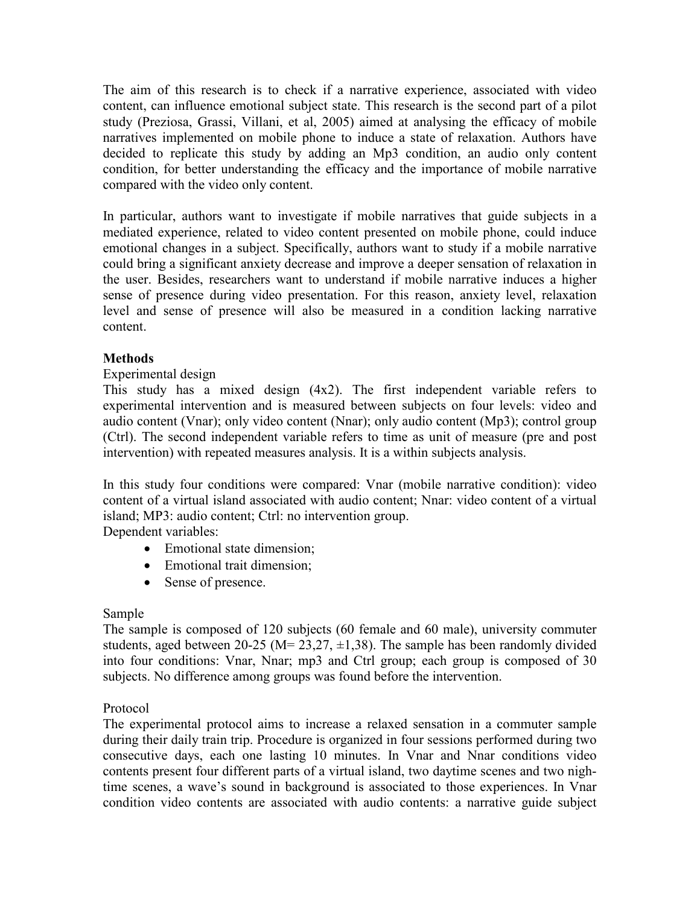The aim of this research is to check if a narrative experience, associated with video content, can influence emotional subject state. This research is the second part of a pilot study (Preziosa, Grassi, Villani, et al, 2005) aimed at analysing the efficacy of mobile narratives implemented on mobile phone to induce a state of relaxation. Authors have decided to replicate this study by adding an Mp3 condition, an audio only content condition, for better understanding the efficacy and the importance of mobile narrative compared with the video only content.

In particular, authors want to investigate if mobile narratives that guide subjects in a mediated experience, related to video content presented on mobile phone, could induce emotional changes in a subject. Specifically, authors want to study if a mobile narrative could bring a significant anxiety decrease and improve a deeper sensation of relaxation in the user. Besides, researchers want to understand if mobile narrative induces a higher sense of presence during video presentation. For this reason, anxiety level, relaxation level and sense of presence will also be measured in a condition lacking narrative content.

## Methods

Experimental design

This study has a mixed design (4x2). The first independent variable refers to experimental intervention and is measured between subjects on four levels: video and audio content (Vnar); only video content (Nnar); only audio content (Mp3); control group (Ctrl). The second independent variable refers to time as unit of measure (pre and post intervention) with repeated measures analysis. It is a within subjects analysis.

In this study four conditions were compared: Vnar (mobile narrative condition): video content of a virtual island associated with audio content; Nnar: video content of a virtual island; MP3: audio content; Ctrl: no intervention group.

Dependent variables:

- Emotional state dimension;
- Emotional trait dimension;
- Sense of presence.

Sample

The sample is composed of 120 subjects (60 female and 60 male), university commuter students, aged between 20-25 (M= 23,27, ±1,38). The sample has been randomly divided into four conditions: Vnar, Nnar; mp3 and Ctrl group; each group is composed of 30 subjects. No difference among groups was found before the intervention.

Protocol

The experimental protocol aims to increase a relaxed sensation in a commuter sample during their daily train trip. Procedure is organized in four sessions performed during two consecutive days, each one lasting 10 minutes. In Vnar and Nnar conditions video contents present four different parts of a virtual island, two daytime scenes and two nigh-time scenes, a wave's sound in background is associated to those experiences. In Vnar condition video contents are associated with audio contents: a narrative guide subject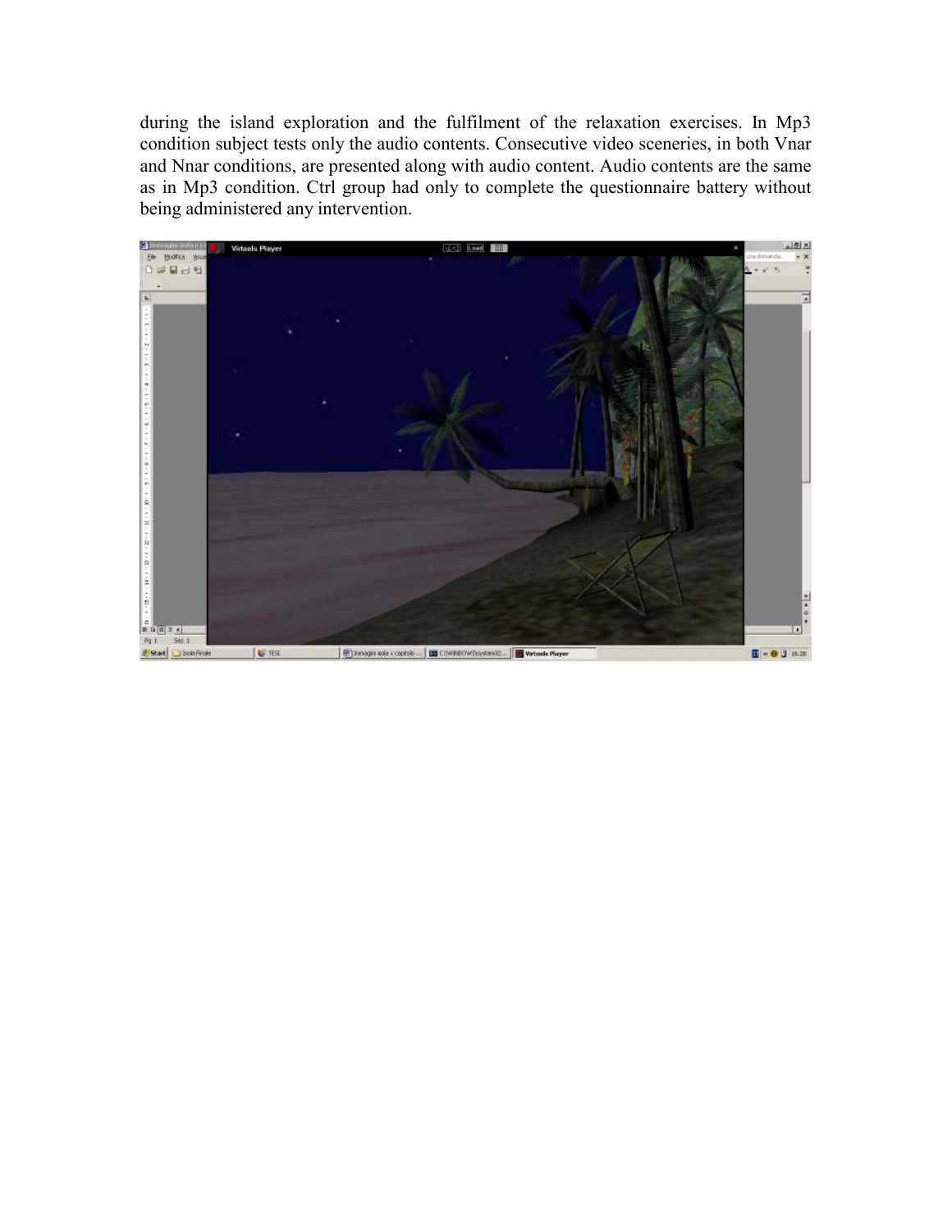during the island exploration and the fulfilment of the relaxation exercises. In Mp3 condition subject tests only the audio contents. Consecutive video sceneries, in both Vnar and Nnar conditions, are presented along with audio content. Audio contents are the same as in Mp3 condition. Ctrl group had only to complete the questionnaire battery without being administered any intervention.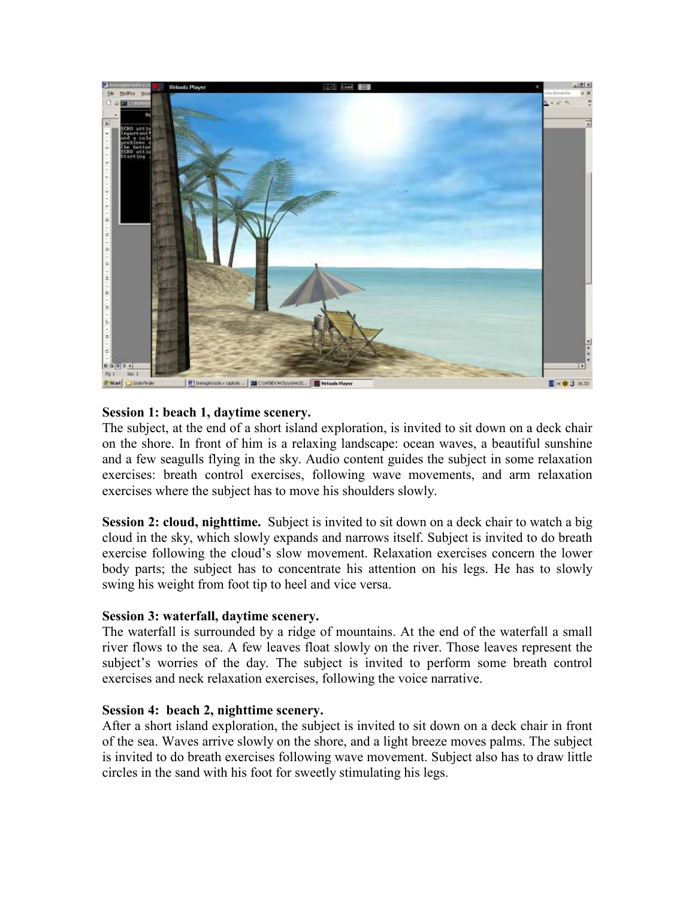**Session 1: beach 1, daytime scenery.**
The subject, at the end of a short island exploration, is invited to sit down on a deck chair on the shore. In front of him is a relaxing landscape: ocean waves, a beautiful sunshine and a few seagulls flying in the sky. Audio content guides the subject in some relaxation exercises: breath control exercises, following wave movements, and arm relaxation exercises where the subject has to move his shoulders slowly.

**Session 2: cloud, nighttime.** Subject is invited to sit down on a deck chair to watch a big cloud in the sky, which slowly expands and narrows itself. Subject is invited to do breath exercise following the cloud's slow movement. Relaxation exercises concern the lower body parts; the subject has to concentrate his attention on his legs. He has to slowly swing his weight from foot tip to heel and vice versa.

**Session 3: waterfall, daytime scenery.**
The waterfall is surrounded by a ridge of mountains. At the end of the waterfall a small river flows to the sea. A few leaves float slowly on the river. Those leaves represent the subject's worries of the day. The subject is invited to perform some breath control exercises and neck relaxation exercises, following the voice narrative.

**Session 4: beach 2, nighttime scenery.**
After a short island exploration, the subject is invited to sit down on a deck chair in front of the sea. Waves arrive slowly on the shore, and a light breeze moves palms. The subject is invited to do breath exercises following wave movement. Subject also has to draw little circles in the sand with his foot for sweetly stimulating his legs.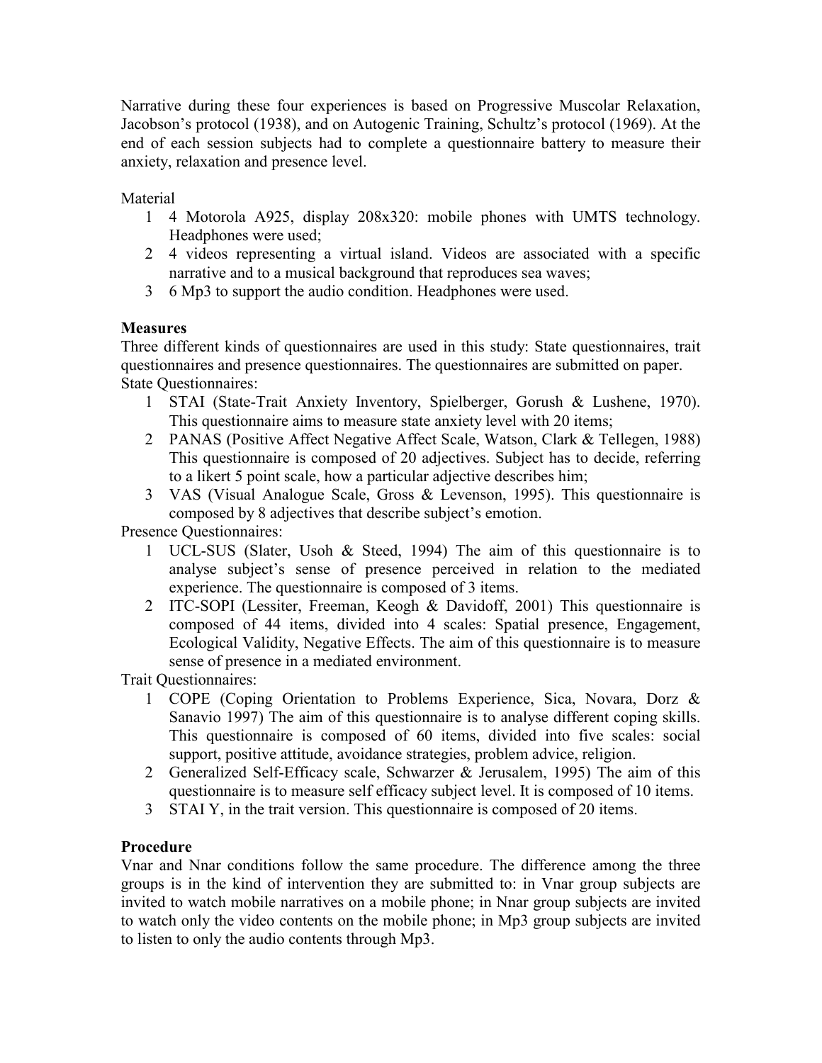Narrative during these four experiences is based on Progressive Muscolar Relaxation, Jacobson's protocol (1938), and on Autogenic Training, Schultz's protocol (1969). At the end of each session subjects had to complete a questionnaire battery to measure their anxiety, relaxation and presence level.

Material

1. 4 Motorola A925, display 208x320: mobile phones with UMTS technology. Headphones were used;
2. 4 videos representing a virtual island. Videos are associated with a specific narrative and to a musical background that reproduces sea waves;
3. 6 Mp3 to support the audio condition. Headphones were used.

**Measures**

Three different kinds of questionnaires are used in this study: State questionnaires, trait questionnaires and presence questionnaires. The questionnaires are submitted on paper.

State Questionnaires:

1. STAI (State-Trait Anxiety Inventory, Spielberger, Gorush & Lushene, 1970). This questionnaire aims to measure state anxiety level with 20 items;
2. PANAS (Positive Affect Negative Affect Scale, Watson, Clark & Tellegen, 1988) This questionnaire is composed of 20 adjectives. Subject has to decide, referring to a likert 5 point scale, how a particular adjective describes him;
3. VAS (Visual Analogue Scale, Gross & Levenson, 1995). This questionnaire is composed by 8 adjectives that describe subject's emotion.

Presence Questionnaires:

1. UCL-SUS (Slater, Usoh & Steed, 1994) The aim of this questionnaire is to analyse subject's sense of presence perceived in relation to the mediated experience. The questionnaire is composed of 3 items.
2. ITC-SOPI (Lessiter, Freeman, Keogh & Davidoff, 2001) This questionnaire is composed of 44 items, divided into 4 scales: Spatial presence, Engagement, Ecological Validity, Negative Effects. The aim of this questionnaire is to measure sense of presence in a mediated environment.

Trait Questionnaires:

1. COPE (Coping Orientation to Problems Experience, Sica, Novara, Dorz & Sanavio 1997) The aim of this questionnaire is to analyse different coping skills. This questionnaire is composed of 60 items, divided into five scales: social support, positive attitude, avoidance strategies, problem advice, religion.
2. Generalized Self-Efficacy scale, Schwarzer & Jerusalem, 1995) The aim of this questionnaire is to measure self efficacy subject level. It is composed of 10 items.
3. STAI Y, in the trait version. This questionnaire is composed of 20 items.

**Procedure**

Vnar and Nnar conditions follow the same procedure. The difference among the three groups is in the kind of intervention they are submitted to: in Vnar group subjects are invited to watch mobile narratives on a mobile phone; in Nnar group subjects are invited to watch only the video contents on the mobile phone; in Mp3 group subjects are invited to listen to only the audio contents through Mp3.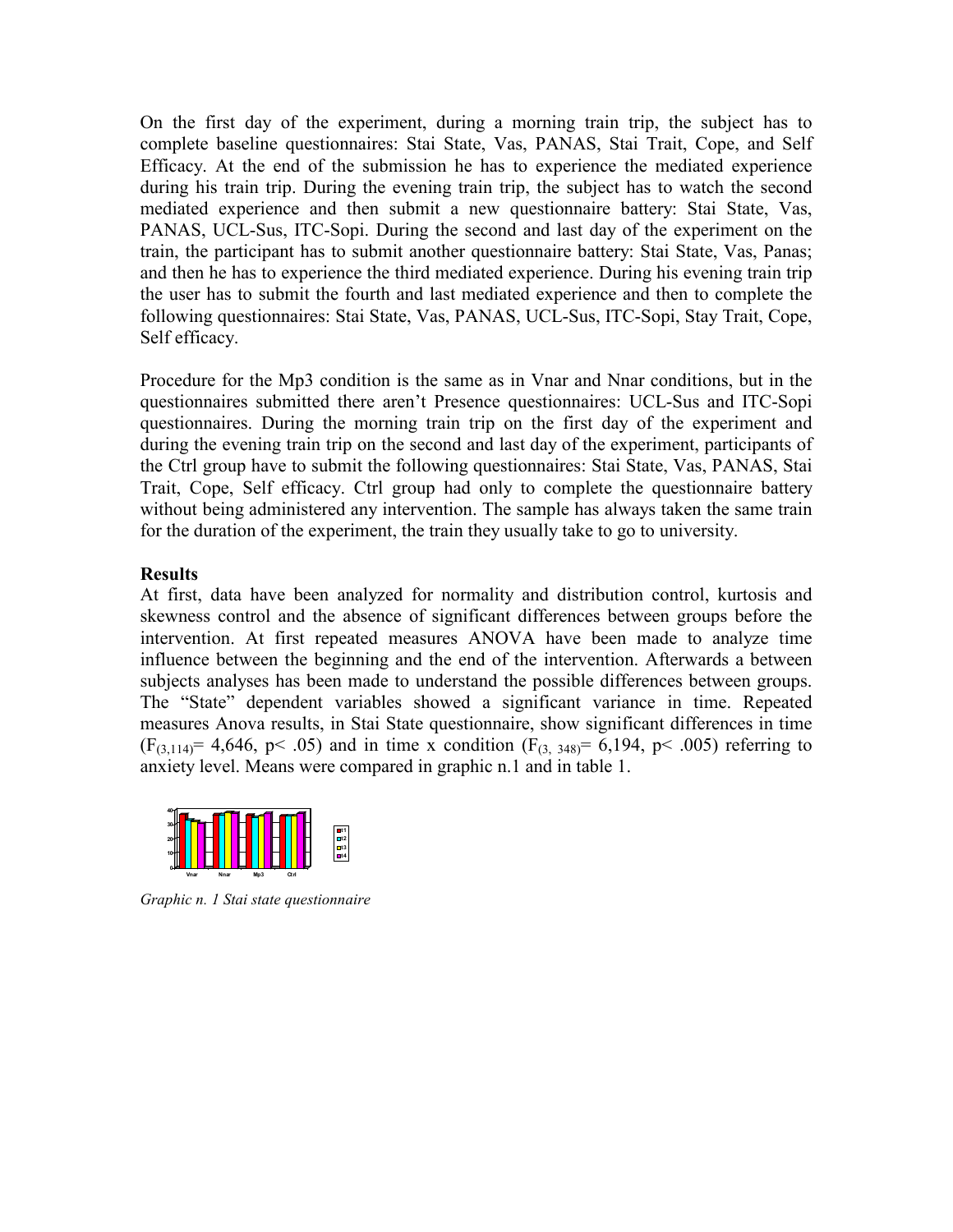On the first day of the experiment, during a morning train trip, the subject has to complete baseline questionnaires: Stai State, Vas, PANAS, Stai Trait, Cope, and Self Efficacy. At the end of the submission he has to experience the mediated experience during his train trip. During the evening train trip, the subject has to watch the second mediated experience and then submit a new questionnaire battery: Stai State, Vas, PANAS, UCL-Sus, ITC-Sopi. During the second and last day of the experiment on the train, the participant has to submit another questionnaire battery: Stai State, Vas, Panas; and then he has to experience the third mediated experience. During his evening train trip the user has to submit the fourth and last mediated experience and then to complete the following questionnaires: Stai State, Vas, PANAS, UCL-Sus, ITC-Sopi, Stay Trait, Cope, Self efficacy.

Procedure for the Mp3 condition is the same as in Vnar and Nnar conditions, but in the questionnaires submitted there aren't Presence questionnaires: UCL-Sus and ITC-Sopi questionnaires. During the morning train trip on the first day of the experiment and during the evening train trip on the second and last day of the experiment, participants of the Ctrl group have to submit the following questionnaires: Stai State, Vas, PANAS, Stai Trait, Cope, Self efficacy. Ctrl group had only to complete the questionnaire battery without being administered any intervention. The sample has always taken the same train for the duration of the experiment, the train they usually take to go to university.

**Results**

At first, data have been analyzed for normality and distribution control, kurtosis and skewness control and the absence of significant differences between groups before the intervention. At first repeated measures ANOVA have been made to analyze time influence between the beginning and the end of the intervention. Afterwards a between subjects analyses has been made to understand the possible differences between groups. The "State" dependent variables showed a significant variance in time. Repeated measures Anova results, in Stai State questionnaire, show significant differences in time ($F_{(3,114)}$= 4,646, $p< .05$) and in time x condition ($F_{(3, 348)}$= 6,194, $p< .005$) referring to anxiety level. Means were compared in graphic n.1 and in table 1.

*Graphic n. 1 Stai state questionnaire*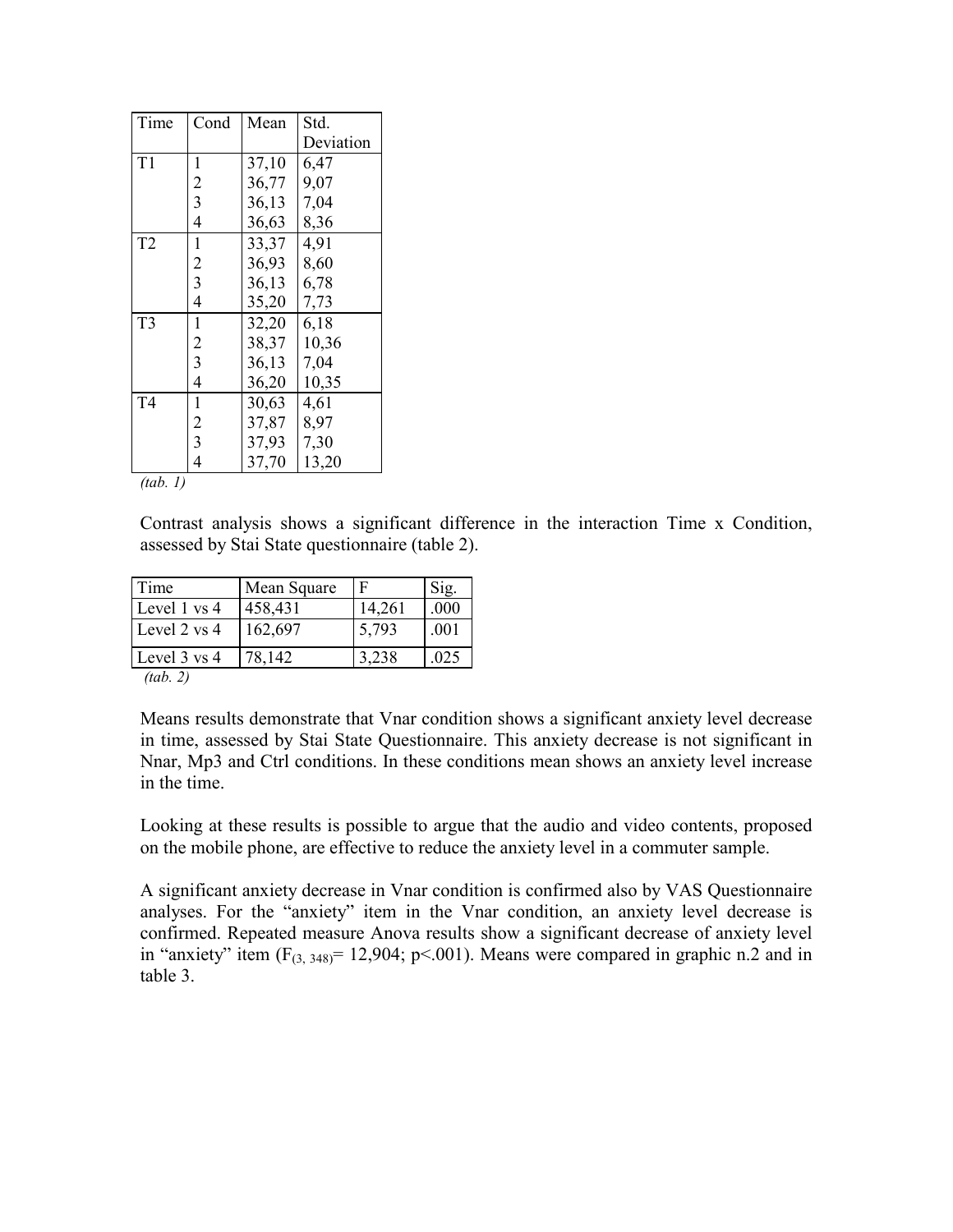| Time | Cond | Mean | Std. Deviation |
|---|---|---|---|
| T1 | 1 | 37,10 | 6,47 |
| | 2 | 36,77 | 9,07 |
| | 3 | 36,13 | 7,04 |
| | 4 | 36,63 | 8,36 |
| T2 | 1 | 33,37 | 4,91 |
| | 2 | 36,93 | 8,60 |
| | 3 | 36,13 | 6,78 |
| | 4 | 35,20 | 7,73 |
| T3 | 1 | 32,20 | 6,18 |
| | 2 | 38,37 | 10,36 |
| | 3 | 36,13 | 7,04 |
| | 4 | 36,20 | 10,35 |
| T4 | 1 | 30,63 | 4,61 |
| | 2 | 37,87 | 8,97 |
| | 3 | 37,93 | 7,30 |
| | 4 | 37,70 | 13,20 |

*(tab. 1)*

Contrast analysis shows a significant difference in the interaction Time x Condition, assessed by Stai State questionnaire (table 2).

| Time | Mean Square | F | Sig. |
|---|---|---|---|
| Level 1 vs 4 | 458,431 | 14,261 | .000 |
| Level 2 vs 4 | 162,697 | 5,793 | .001 |
| Level 3 vs 4 | 78,142 | 3,238 | .025 |

*(tab. 2)*

Means results demonstrate that Vnar condition shows a significant anxiety level decrease in time, assessed by Stai State Questionnaire. This anxiety decrease is not significant in Nnar, Mp3 and Ctrl conditions. In these conditions mean shows an anxiety level increase in the time.

Looking at these results is possible to argue that the audio and video contents, proposed on the mobile phone, are effective to reduce the anxiety level in a commuter sample.

A significant anxiety decrease in Vnar condition is confirmed also by VAS Questionnaire analyses. For the "anxiety" item in the Vnar condition, an anxiety level decrease is confirmed. Repeated measure Anova results show a significant decrease of anxiety level in "anxiety" item ($F_{(3, 348)}$= 12,904; $p<.001$). Means were compared in graphic n.2 and in table 3.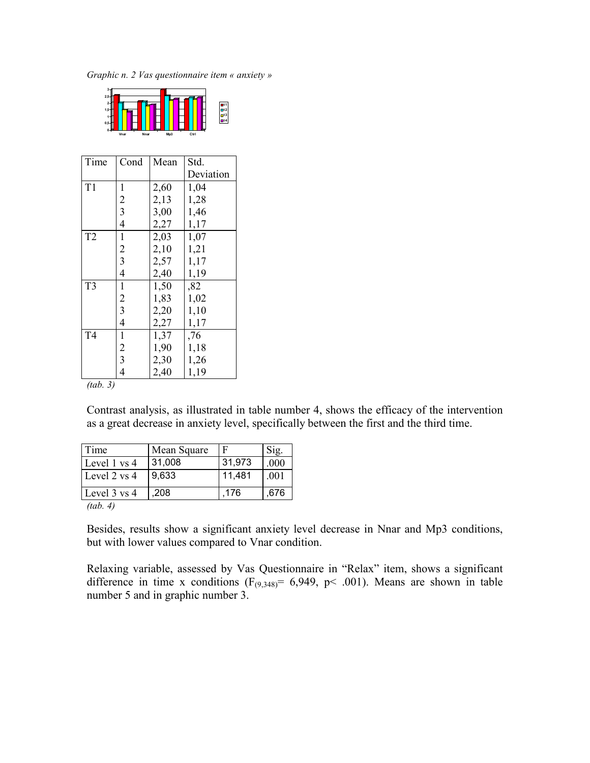*Graphic n. 2 Vas questionnaire item « anxiety »*

| Time | Cond | Mean | Std. Deviation |
|---|---|---|---|
| T1 | 1 | 2,60 | 1,04 |
| | 2 | 2,13 | 1,28 |
| | 3 | 3,00 | 1,46 |
| | 4 | 2,27 | 1,17 |
| T2 | 1 | 2,03 | 1,07 |
| | 2 | 2,10 | 1,21 |
| | 3 | 2,57 | 1,17 |
| | 4 | 2,40 | 1,19 |
| T3 | 1 | 1,50 | ,82 |
| | 2 | 1,83 | 1,02 |
| | 3 | 2,20 | 1,10 |
| | 4 | 2,27 | 1,17 |
| T4 | 1 | 1,37 | ,76 |
| | 2 | 1,90 | 1,18 |
| | 3 | 2,30 | 1,26 |
| | 4 | 2,40 | 1,19 |

*(tab. 3)*

Contrast analysis, as illustrated in table number 4, shows the efficacy of the intervention as a great decrease in anxiety level, specifically between the first and the third time.

| Time | Mean Square | F | Sig. |
|---|---|---|---|
| Level 1 vs 4 | 31,008 | 31,973 | .000 |
| Level 2 vs 4 | 9,633 | 11,481 | .001 |
| Level 3 vs 4 | ,208 | ,176 | ,676 |

*(tab. 4)*

Besides, results show a significant anxiety level decrease in Nnar and Mp3 conditions, but with lower values compared to Vnar condition.

Relaxing variable, assessed by Vas Questionnaire in "Relax" item, shows a significant difference in time x conditions ($F_{(9,348)}$= 6,949, $p<$ .001). Means are shown in table number 5 and in graphic number 3.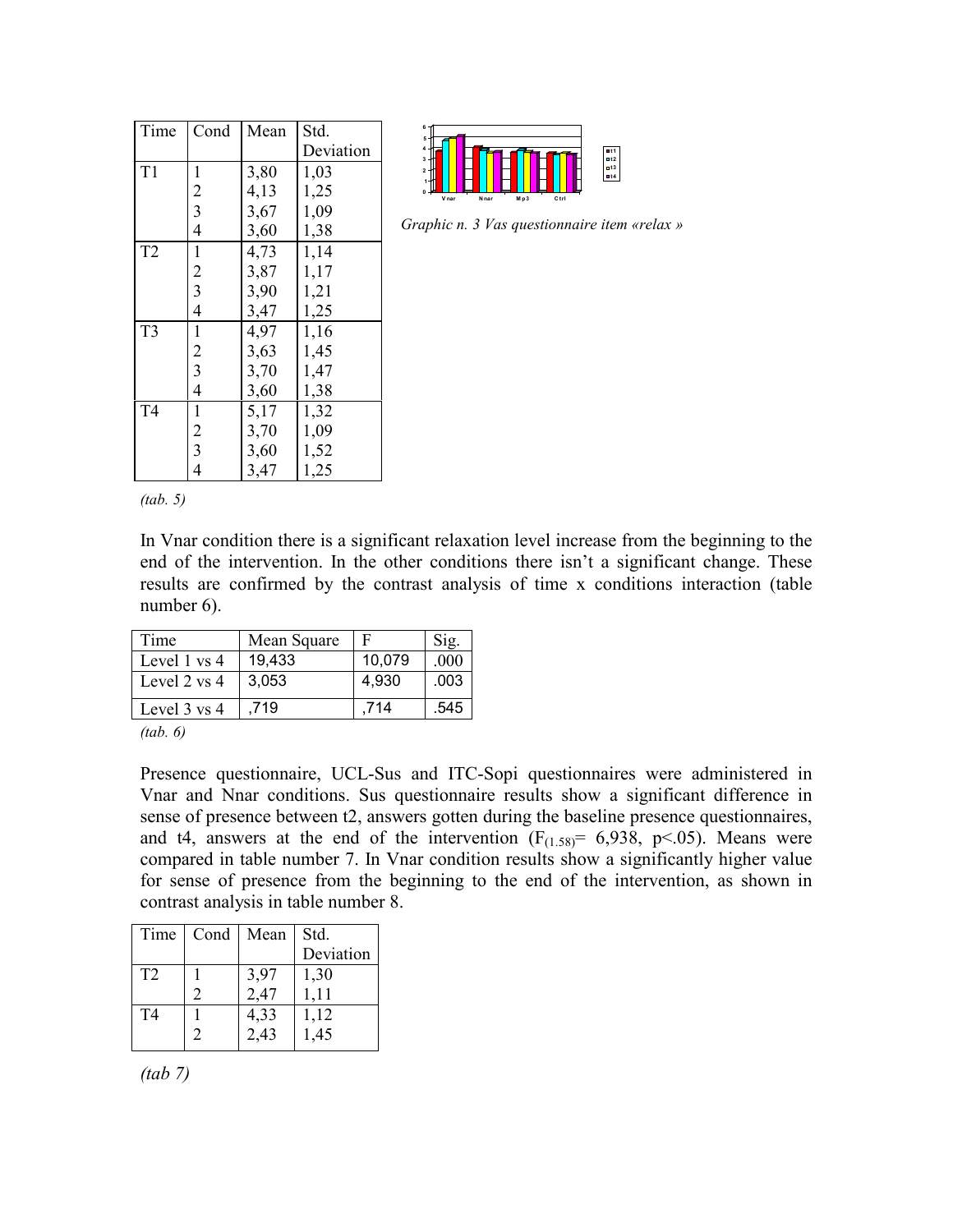| Time | Cond | Mean | Std. Deviation |
| --- | --- | --- | --- |
| T1 | 1 | 3,80 | 1,03 |
| | 2 | 4,13 | 1,25 |
| | 3 | 3,67 | 1,09 |
| | 4 | 3,60 | 1,38 |
| T2 | 1 | 4,73 | 1,14 |
| | 2 | 3,87 | 1,17 |
| | 3 | 3,90 | 1,21 |
| | 4 | 3,47 | 1,25 |
| T3 | 1 | 4,97 | 1,16 |
| | 2 | 3,63 | 1,45 |
| | 3 | 3,70 | 1,47 |
| | 4 | 3,60 | 1,38 |
| T4 | 1 | 5,17 | 1,32 |
| | 2 | 3,70 | 1,09 |
| | 3 | 3,60 | 1,52 |
| | 4 | 3,47 | 1,25 |

*(tab. 5)*

*Graphic n. 3 Vas questionnaire item «relax »*

In Vnar condition there is a significant relaxation level increase from the beginning to the end of the intervention. In the other conditions there isn't a significant change. These results are confirmed by the contrast analysis of time x conditions interaction (table number 6).

| Time | Mean Square | F | Sig. |
| --- | --- | --- | --- |
| Level 1 vs 4 | 19,433 | 10,079 | .000 |
| Level 2 vs 4 | 3,053 | 4,930 | .003 |
| Level 3 vs 4 | ,719 | ,714 | .545 |

*(tab. 6)*

Presence questionnaire, UCL-Sus and ITC-Sopi questionnaires were administered in Vnar and Nnar conditions. Sus questionnaire results show a significant difference in sense of presence between t2, answers gotten during the baseline presence questionnaires, and t4, answers at the end of the intervention ($F_{(1.58)}$= 6,938, $p<.05$). Means were compared in table number 7. In Vnar condition results show a significantly higher value for sense of presence from the beginning to the end of the intervention, as shown in contrast analysis in table number 8.

| Time | Cond | Mean | Std. Deviation |
| --- | --- | --- | --- |
| T2 | 1 | 3,97 | 1,30 |
| | 2 | 2,47 | 1,11 |
| T4 | 1 | 4,33 | 1,12 |
| | 2 | 2,43 | 1,45 |

*(tab 7)*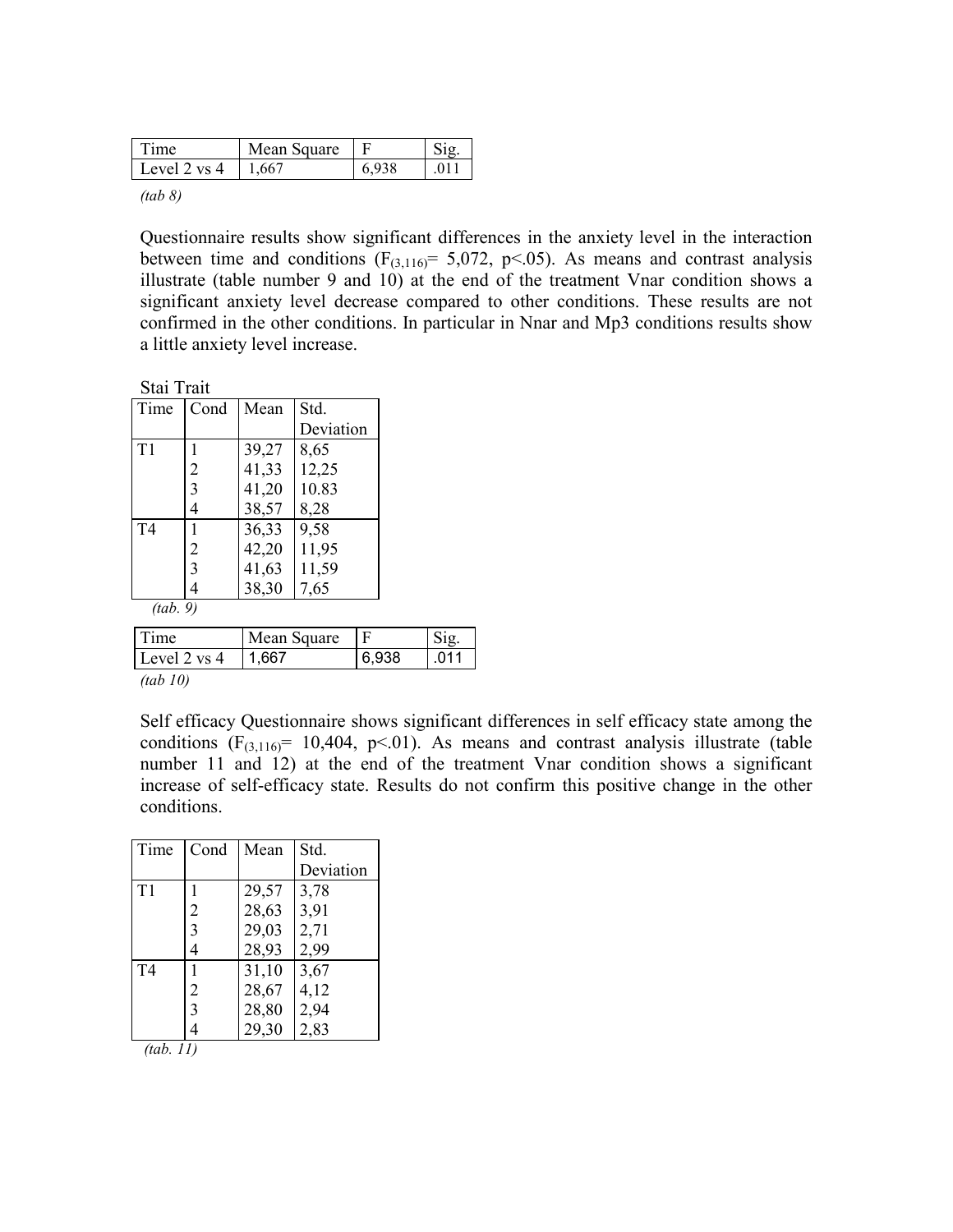| Time | Mean Square | F | Sig. |
|---|---|---|---|
| Level 2 vs 4 | 1,667 | 6,938 | .011 |

*(tab 8)*

Questionnaire results show significant differences in the anxiety level in the interaction between time and conditions ($F_{(3,116)}$= 5,072, p<.05). As means and contrast analysis illustrate (table number 9 and 10) at the end of the treatment Vnar condition shows a significant anxiety level decrease compared to other conditions. These results are not confirmed in the other conditions. In particular in Nnar and Mp3 conditions results show a little anxiety level increase.

Stai Trait

| Time | Cond | Mean | Std. Deviation |
|---|---|---|---|
| T1 | 1 | 39,27 | 8,65 |
| | 2 | 41,33 | 12,25 |
| | 3 | 41,20 | 10.83 |
| | 4 | 38,57 | 8,28 |
| T4 | 1 | 36,33 | 9,58 |
| | 2 | 42,20 | 11,95 |
| | 3 | 41,63 | 11,59 |
| | 4 | 38,30 | 7,65 |

*(tab. 9)*

| Time | Mean Square | F | Sig. |
|---|---|---|---|
| Level 2 vs 4 | 1,667 | 6,938 | .011 |

*(tab 10)*

Self efficacy Questionnaire shows significant differences in self efficacy state among the conditions ($F_{(3,116)}$= 10,404, p<.01). As means and contrast analysis illustrate (table number 11 and 12) at the end of the treatment Vnar condition shows a significant increase of self-efficacy state. Results do not confirm this positive change in the other conditions.

| Time | Cond | Mean | Std. Deviation |
|---|---|---|---|
| T1 | 1 | 29,57 | 3,78 |
| | 2 | 28,63 | 3,91 |
| | 3 | 29,03 | 2,71 |
| | 4 | 28,93 | 2,99 |
| T4 | 1 | 31,10 | 3,67 |
| | 2 | 28,67 | 4,12 |
| | 3 | 28,80 | 2,94 |
| | 4 | 29,30 | 2,83 |

*(tab. 11)*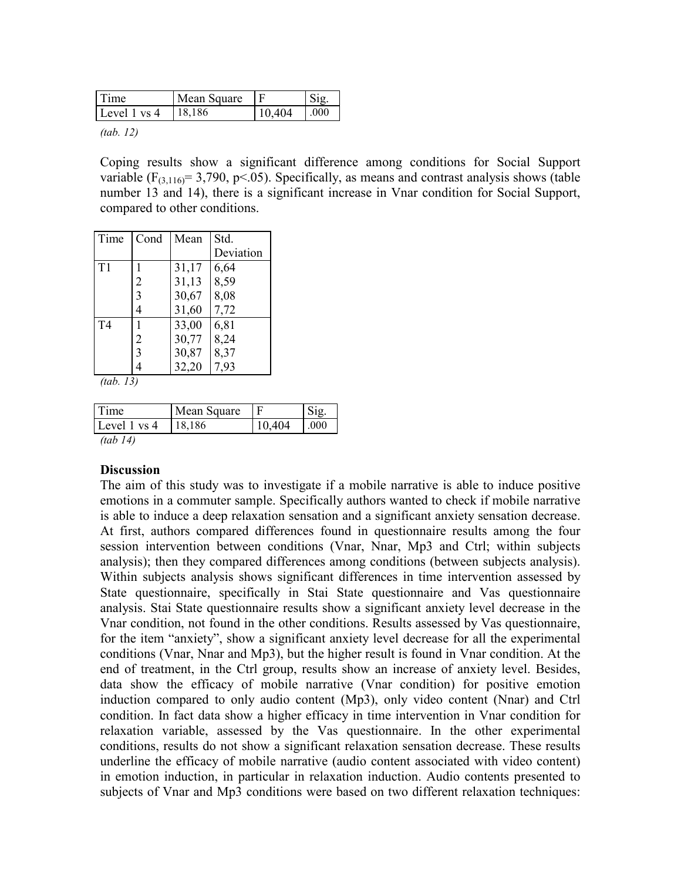| Time | Mean Square | F | Sig. |
|---|---|---|---|
| Level 1 vs 4 | 18,186 | 10,404 | .000 |

*(tab. 12)*

Coping results show a significant difference among conditions for Social Support variable ($F_{(3,116)}$= 3,790, p<.05). Specifically, as means and contrast analysis shows (table number 13 and 14), there is a significant increase in Vnar condition for Social Support, compared to other conditions.

| Time | Cond | Mean | Std. Deviation |
|---|---|---|---|
| T1 | 1 | 31,17 | 6,64 |
| | 2 | 31,13 | 8,59 |
| | 3 | 30,67 | 8,08 |
| | 4 | 31,60 | 7,72 |
| T4 | 1 | 33,00 | 6,81 |
| | 2 | 30,77 | 8,24 |
| | 3 | 30,87 | 8,37 |
| | 4 | 32,20 | 7,93 |

*(tab. 13)*

| Time | Mean Square | F | Sig. |
|---|---|---|---|
| Level 1 vs 4 | 18,186 | 10,404 | .000 |

*(tab 14)*

**Discussion**

The aim of this study was to investigate if a mobile narrative is able to induce positive emotions in a commuter sample. Specifically authors wanted to check if mobile narrative is able to induce a deep relaxation sensation and a significant anxiety sensation decrease. At first, authors compared differences found in questionnaire results among the four session intervention between conditions (Vnar, Nnar, Mp3 and Ctrl; within subjects analysis); then they compared differences among conditions (between subjects analysis). Within subjects analysis shows significant differences in time intervention assessed by State questionnaire, specifically in Stai State questionnaire and Vas questionnaire analysis. Stai State questionnaire results show a significant anxiety level decrease in the Vnar condition, not found in the other conditions. Results assessed by Vas questionnaire, for the item "anxiety", show a significant anxiety level decrease for all the experimental conditions (Vnar, Nnar and Mp3), but the higher result is found in Vnar condition. At the end of treatment, in the Ctrl group, results show an increase of anxiety level. Besides, data show the efficacy of mobile narrative (Vnar condition) for positive emotion induction compared to only audio content (Mp3), only video content (Nnar) and Ctrl condition. In fact data show a higher efficacy in time intervention in Vnar condition for relaxation variable, assessed by the Vas questionnaire. In the other experimental conditions, results do not show a significant relaxation sensation decrease. These results underline the efficacy of mobile narrative (audio content associated with video content) in emotion induction, in particular in relaxation induction. Audio contents presented to subjects of Vnar and Mp3 conditions were based on two different relaxation techniques: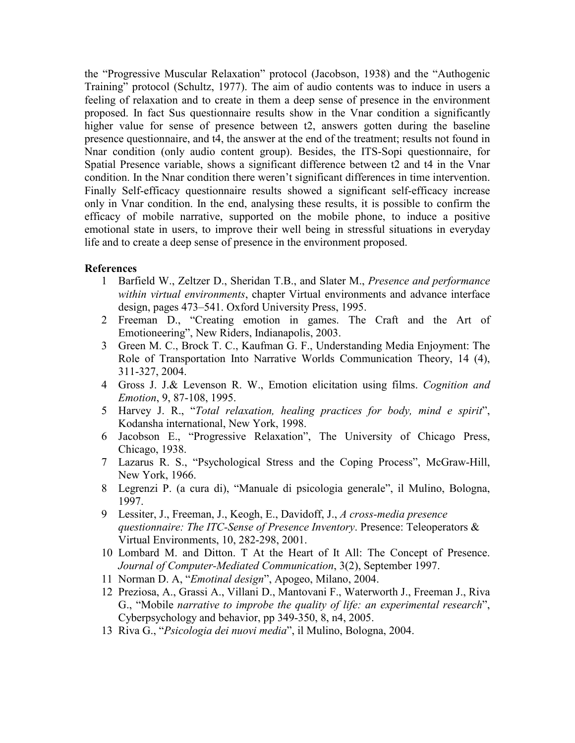the “Progressive Muscular Relaxation” protocol (Jacobson, 1938) and the “Authogenic Training” protocol (Schultz, 1977). The aim of audio contents was to induce in users a feeling of relaxation and to create in them a deep sense of presence in the environment proposed. In fact Sus questionnaire results show in the Vnar condition a significantly higher value for sense of presence between t2, answers gotten during the baseline presence questionnaire, and t4, the answer at the end of the treatment; results not found in Nnar condition (only audio content group). Besides, the ITS-Sopi questionnaire, for Spatial Presence variable, shows a significant difference between t2 and t4 in the Vnar condition. In the Nnar condition there weren’t significant differences in time intervention. Finally Self-efficacy questionnaire results showed a significant self-efficacy increase only in Vnar condition. In the end, analysing these results, it is possible to confirm the efficacy of mobile narrative, supported on the mobile phone, to induce a positive emotional state in users, to improve their well being in stressful situations in everyday life and to create a deep sense of presence in the environment proposed.

**References**

1. Barfield W., Zeltzer D., Sheridan T.B., and Slater M., *Presence and performance within virtual environments*, chapter Virtual environments and advance interface design, pages 473–541. Oxford University Press, 1995.
2. Freeman D., “Creating emotion in games. The Craft and the Art of Emotioneering”, New Riders, Indianapolis, 2003.
3. Green M. C., Brock T. C., Kaufman G. F., Understanding Media Enjoyment: The Role of Transportation Into Narrative Worlds Communication Theory, 14 (4), 311-327, 2004.
4. Gross J. J.& Levenson R. W., Emotion elicitation using films. *Cognition and Emotion*, 9, 87-108, 1995.
5. Harvey J. R., “*Total relaxation, healing practices for body, mind e spirit*”, Kodansha international, New York, 1998.
6. Jacobson E., “Progressive Relaxation”, The University of Chicago Press, Chicago, 1938.
7. Lazarus R. S., “Psychological Stress and the Coping Process”, McGraw-Hill, New York, 1966.
8. Legrenzi P. (a cura di), “Manuale di psicologia generale”, il Mulino, Bologna, 1997.
9. Lessiter, J., Freeman, J., Keogh, E., Davidoff, J., *A cross-media presence questionnaire: The ITC-Sense of Presence Inventory*. Presence: Teleoperators & Virtual Environments, 10, 282-298, 2001.
10. Lombard M. and Ditton. T At the Heart of It All: The Concept of Presence. *Journal of Computer-Mediated Communication*, 3(2), September 1997.
11. Norman D. A, “*Emotinal design*”, Apogeo, Milano, 2004.
12. Preziosa, A., Grassi A., Villani D., Mantovani F., Waterworth J., Freeman J., Riva G., “Mobile *narrative to improbe the quality of life: an experimental research*”, Cyberpsychology and behavior, pp 349-350, 8, n4, 2005.
13. Riva G., “*Psicologia dei nuovi media*”, il Mulino, Bologna, 2004.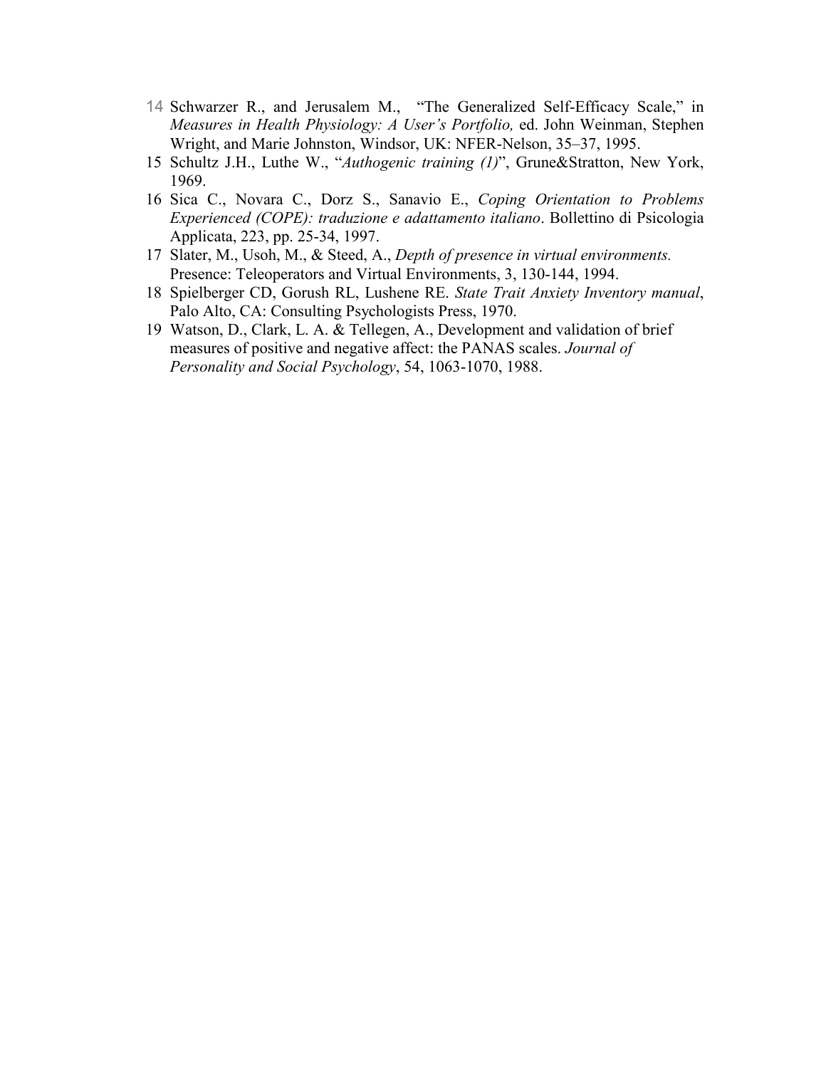14 Schwarzer R., and Jerusalem M., "The Generalized Self-Efficacy Scale," in *Measures in Health Physiology: A User's Portfolio,* ed. John Weinman, Stephen Wright, and Marie Johnston, Windsor, UK: NFER-Nelson, 35–37, 1995.

15 Schultz J.H., Luthe W., "*Authogenic training (1)*", Grune&Stratton, New York, 1969.

16 Sica C., Novara C., Dorz S., Sanavio E., *Coping Orientation to Problems Experienced (COPE): traduzione e adattamento italiano*. Bollettino di Psicologia Applicata, 223, pp. 25-34, 1997.

17 Slater, M., Usoh, M., & Steed, A., *Depth of presence in virtual environments.* Presence: Teleoperators and Virtual Environments, 3, 130-144, 1994.

18 Spielberger CD, Gorush RL, Lushene RE. *State Trait Anxiety Inventory manual*, Palo Alto, CA: Consulting Psychologists Press, 1970.

19 Watson, D., Clark, L. A. & Tellegen, A., Development and validation of brief measures of positive and negative affect: the PANAS scales. *Journal of Personality and Social Psychology*, 54, 1063-1070, 1988.